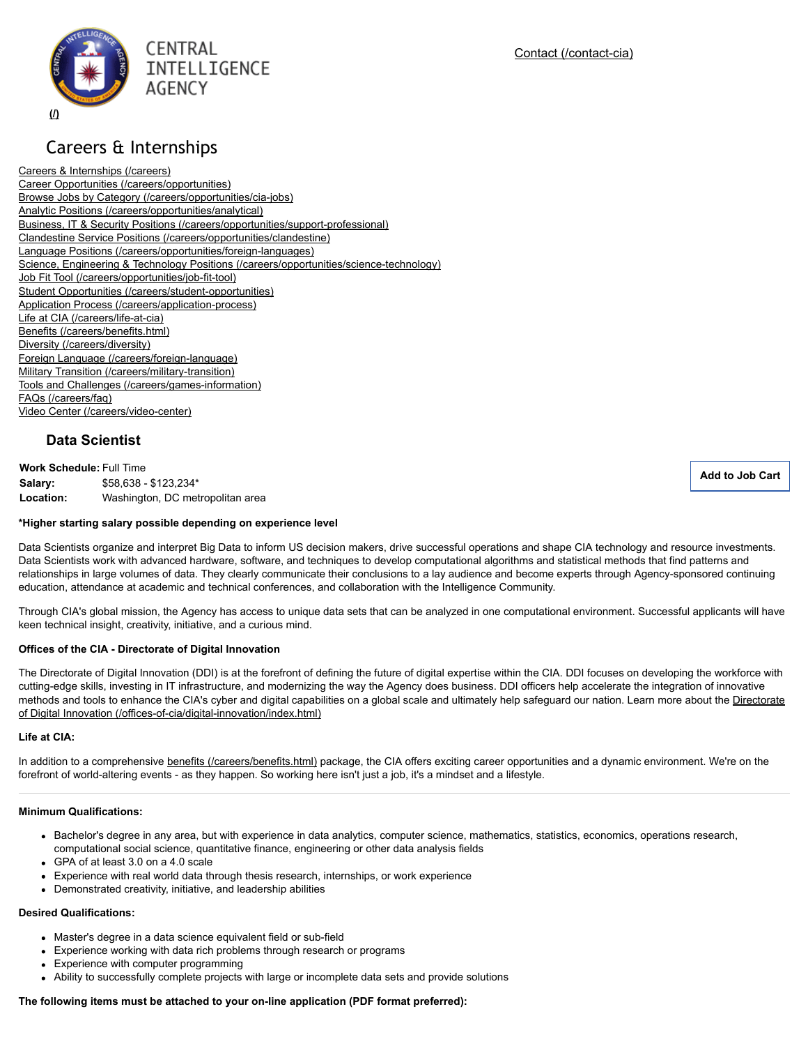CENTRAL INTELLIGENCE AGENCY

(/)

Contact (/contact-cia)

# Careers & Internships

Careers & Internships (/careers)
Career Opportunities (/careers/opportunities)
Browse Jobs by Category (/careers/opportunities/cia-jobs)
Analytic Positions (/careers/opportunities/analytical)
Business, IT & Security Positions (/careers/opportunities/support-professional)
Clandestine Service Positions (/careers/opportunities/clandestine)
Language Positions (/careers/opportunities/foreign-languages)
Science, Engineering & Technology Positions (/careers/opportunities/science-technology)
Job Fit Tool (/careers/opportunities/job-fit-tool)
Student Opportunities (/careers/student-opportunities)
Application Process (/careers/application-process)
Life at CIA (/careers/life-at-cia)
Benefits (/careers/benefits.html)
Diversity (/careers/diversity)
Foreign Language (/careers/foreign-language)
Military Transition (/careers/military-transition)
Tools and Challenges (/careers/games-information)
FAQs (/careers/faq)
Video Center (/careers/video-center)

## Data Scientist

**Work Schedule:** Full Time
**Salary:** $58,638 - $123,234*
**Location:** Washington, DC metropolitan area

Add to Job Cart

**\*Higher starting salary possible depending on experience level**

Data Scientists organize and interpret Big Data to inform US decision makers, drive successful operations and shape CIA technology and resource investments. Data Scientists work with advanced hardware, software, and techniques to develop computational algorithms and statistical methods that find patterns and relationships in large volumes of data. They clearly communicate their conclusions to a lay audience and become experts through Agency-sponsored continuing education, attendance at academic and technical conferences, and collaboration with the Intelligence Community.

Through CIA's global mission, the Agency has access to unique data sets that can be analyzed in one computational environment. Successful applicants will have keen technical insight, creativity, initiative, and a curious mind.

**Offices of the CIA - Directorate of Digital Innovation**

The Directorate of Digital Innovation (DDI) is at the forefront of defining the future of digital expertise within the CIA. DDI focuses on developing the workforce with cutting-edge skills, investing in IT infrastructure, and modernizing the way the Agency does business. DDI officers help accelerate the integration of innovative methods and tools to enhance the CIA's cyber and digital capabilities on a global scale and ultimately help safeguard our nation. Learn more about the Directorate of Digital Innovation (/offices-of-cia/digital-innovation/index.html)

**Life at CIA:**

In addition to a comprehensive benefits (/careers/benefits.html) package, the CIA offers exciting career opportunities and a dynamic environment. We're on the forefront of world-altering events - as they happen. So working here isn't just a job, it's a mindset and a lifestyle.

---

**Minimum Qualifications:**

- Bachelor's degree in any area, but with experience in data analytics, computer science, mathematics, statistics, economics, operations research, computational social science, quantitative finance, engineering or other data analysis fields
- GPA of at least 3.0 on a 4.0 scale
- Experience with real world data through thesis research, internships, or work experience
- Demonstrated creativity, initiative, and leadership abilities

**Desired Qualifications:**

- Master's degree in a data science equivalent field or sub-field
- Experience working with data rich problems through research or programs
- Experience with computer programming
- Ability to successfully complete projects with large or incomplete data sets and provide solutions

**The following items must be attached to your on-line application (PDF format preferred):**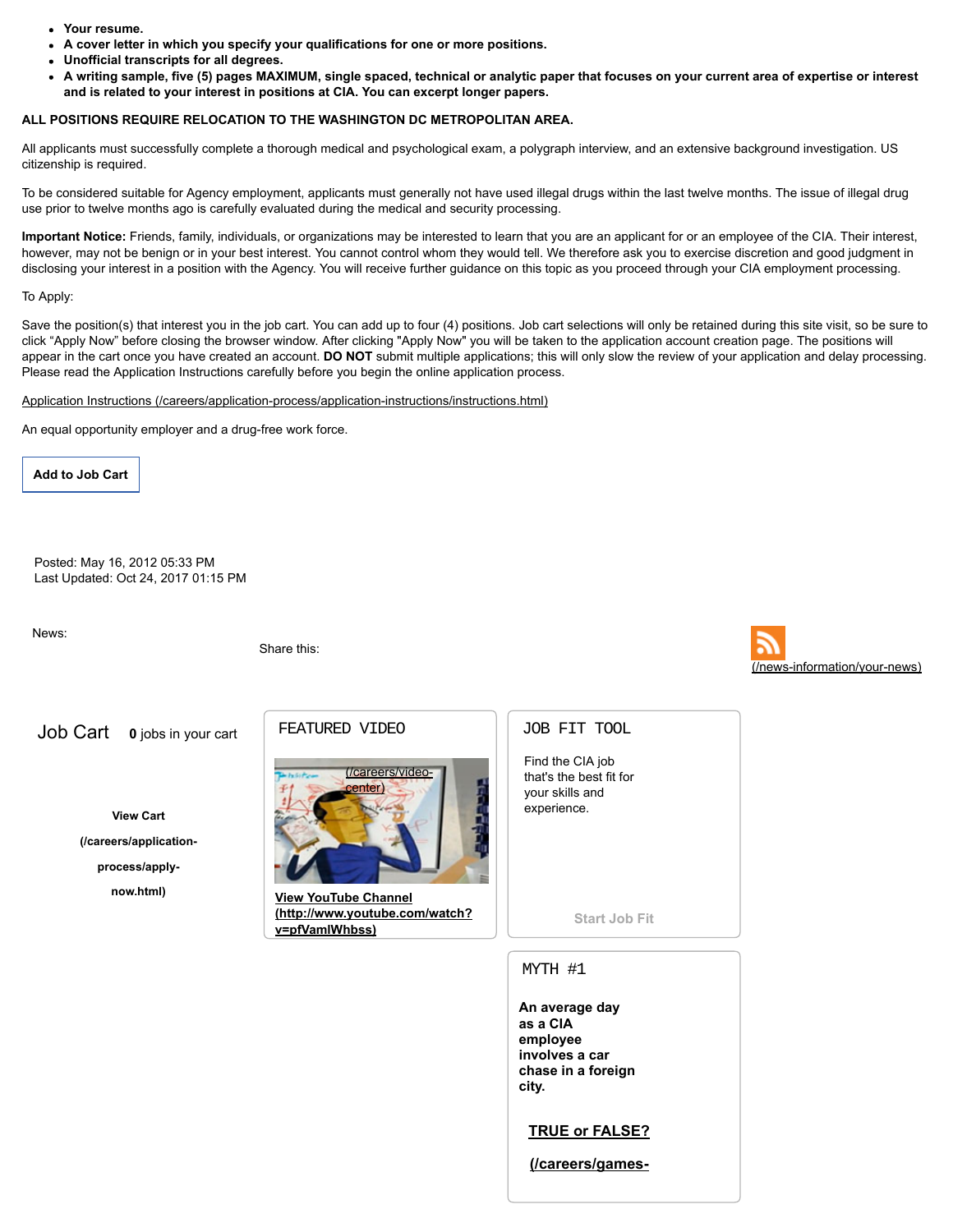- **Your resume.**
- **A cover letter in which you specify your qualifications for one or more positions.**
- **Unofficial transcripts for all degrees.**
- **A writing sample, five (5) pages MAXIMUM, single spaced, technical or analytic paper that focuses on your current area of expertise or interest and is related to your interest in positions at CIA. You can excerpt longer papers.**

**ALL POSITIONS REQUIRE RELOCATION TO THE WASHINGTON DC METROPOLITAN AREA.**

All applicants must successfully complete a thorough medical and psychological exam, a polygraph interview, and an extensive background investigation. US citizenship is required.

To be considered suitable for Agency employment, applicants must generally not have used illegal drugs within the last twelve months. The issue of illegal drug use prior to twelve months ago is carefully evaluated during the medical and security processing.

**Important Notice:** Friends, family, individuals, or organizations may be interested to learn that you are an applicant for or an employee of the CIA. Their interest, however, may not be benign or in your best interest. You cannot control whom they would tell. We therefore ask you to exercise discretion and good judgment in disclosing your interest in a position with the Agency. You will receive further guidance on this topic as you proceed through your CIA employment processing.

To Apply:

Save the position(s) that interest you in the job cart. You can add up to four (4) positions. Job cart selections will only be retained during this site visit, so be sure to click "Apply Now" before closing the browser window. After clicking "Apply Now" you will be taken to the application account creation page. The positions will appear in the cart once you have created an account. **DO NOT** submit multiple applications; this will only slow the review of your application and delay processing. Please read the Application Instructions carefully before you begin the online application process.

Application Instructions (/careers/application-process/application-instructions/instructions.html)

An equal opportunity employer and a drug-free work force.

**Add to Job Cart**

Posted: May 16, 2012 05:33 PM
Last Updated: Oct 24, 2017 01:15 PM

News:

Share this:

(/news-information/your-news)

Job Cart **0** jobs in your cart

**View Cart (/careers/application-process/apply-now.html)**

FEATURED VIDEO

(/careers/video-center)

**View YouTube Channel (http://www.youtube.com/watch?v=pfVamlWhbss)**

JOB FIT TOOL

Find the CIA job that's the best fit for your skills and experience.

Start Job Fit

MYTH #1

**An average day as a CIA employee involves a car chase in a foreign city.**

**TRUE or FALSE?**

**(/careers/games-**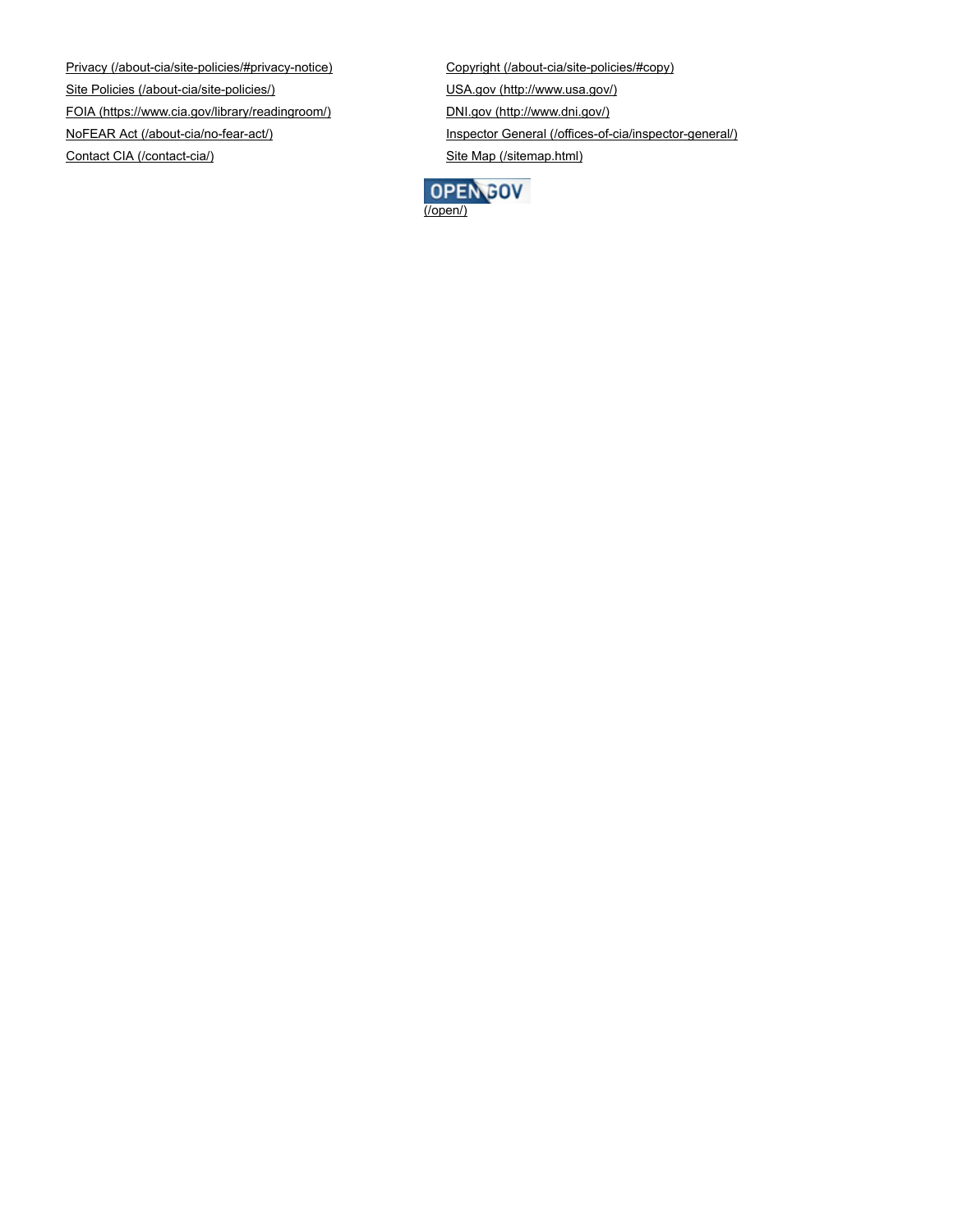Privacy (/about-cia/site-policies/#privacy-notice)

Site Policies (/about-cia/site-policies/)

FOIA (https://www.cia.gov/library/readingroom/)

NoFEAR Act (/about-cia/no-fear-act/)

Contact CIA (/contact-cia/)

Copyright (/about-cia/site-policies/#copy)

USA.gov (http://www.usa.gov/)

DNI.gov (http://www.dni.gov/)

Inspector General (/offices-of-cia/inspector-general/)

Site Map (/sitemap.html)

OPEN GOV

(/open/)